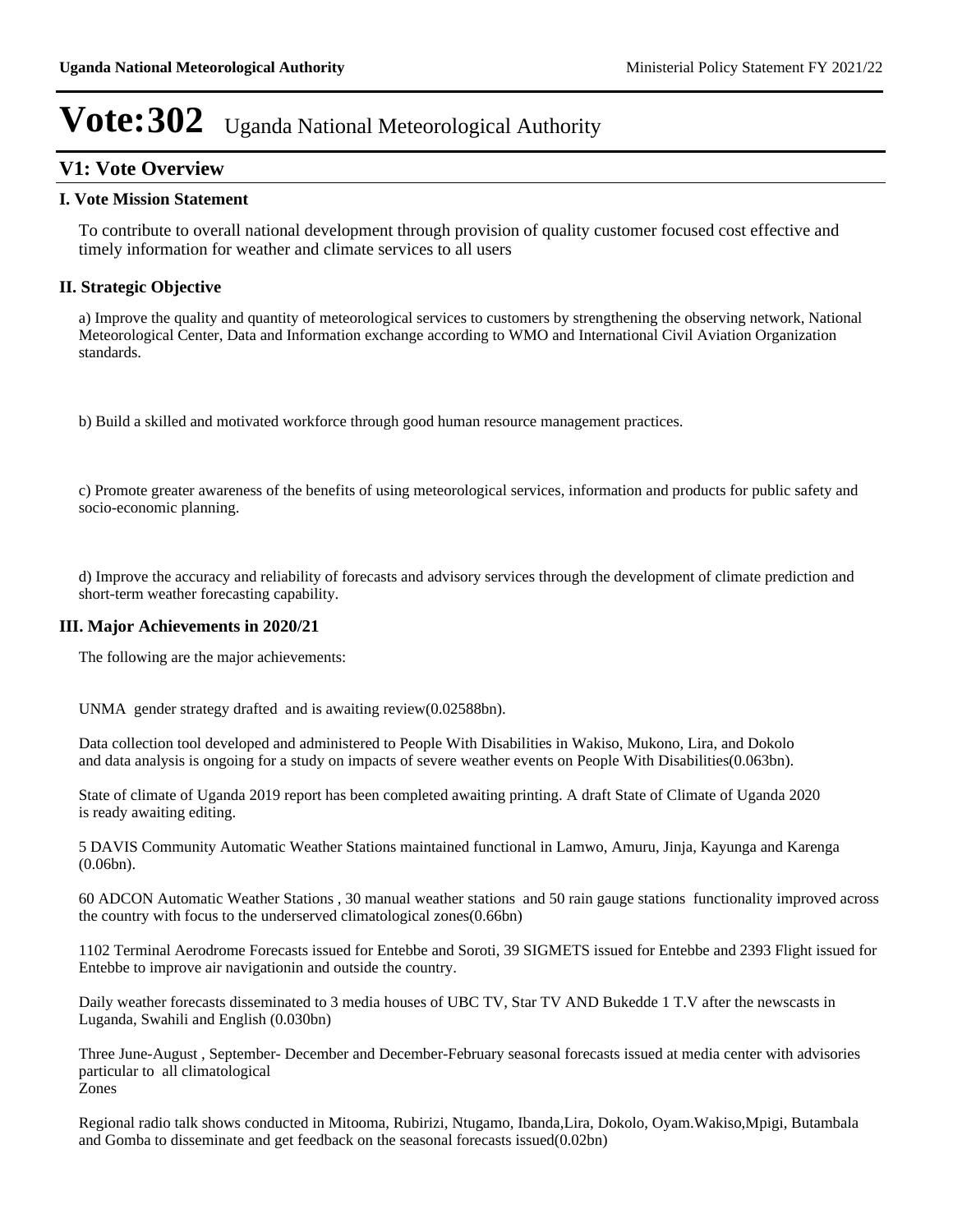# Vote:302 Uganda National Meteorological Authority

## V1: Vote Overview

### I. Vote Mission Statement

To contribute to overall national development through provision of quality customer focused cost effective and timely information for weather and climate services to all users

### II. Strategic Objective

a) Improve the quality and quantity of meteorological services to customers by strengthening the observing network, National Meteorological Center, Data and Information exchange according to WMO and International Civil Aviation Organization standards.

b) Build a skilled and motivated workforce through good human resource management practices.

c) Promote greater awareness of the benefits of using meteorological services, information and products for public safety and socio-economic planning.

d) Improve the accuracy and reliability of forecasts and advisory services through the development of climate prediction and short-term weather forecasting capability.

### III. Major Achievements in 2020/21

The following are the major achievements:

UNMA gender strategy drafted and is awaiting review(0.02588bn).

Data collection tool developed and administered to People With Disabilities in Wakiso, Mukono, Lira, and Dokolo and data analysis is ongoing for a study on impacts of severe weather events on People With Disabilities(0.063bn).

State of climate of Uganda 2019 report has been completed awaiting printing. A draft State of Climate of Uganda 2020 is ready awaiting editing.

5 DAVIS Community Automatic Weather Stations maintained functional in Lamwo, Amuru, Jinja, Kayunga and Karenga (0.06bn).

60 ADCON Automatic Weather Stations , 30 manual weather stations and 50 rain gauge stations functionality improved across the country with focus to the underserved climatological zones(0.66bn)

1102 Terminal Aerodrome Forecasts issued for Entebbe and Soroti, 39 SIGMETS issued for Entebbe and 2393 Flight issued for Entebbe to improve air navigationin and outside the country.

Daily weather forecasts disseminated to 3 media houses of UBC TV, Star TV AND Bukedde 1 T.V after the newscasts in Luganda, Swahili and English (0.030bn)

Three June-August , September- December and December-February seasonal forecasts issued at media center with advisories particular to all climatological Zones

Regional radio talk shows conducted in Mitooma, Rubirizi, Ntugamo, Ibanda,Lira, Dokolo, Oyam.Wakiso,Mpigi, Butambala and Gomba to disseminate and get feedback on the seasonal forecasts issued(0.02bn)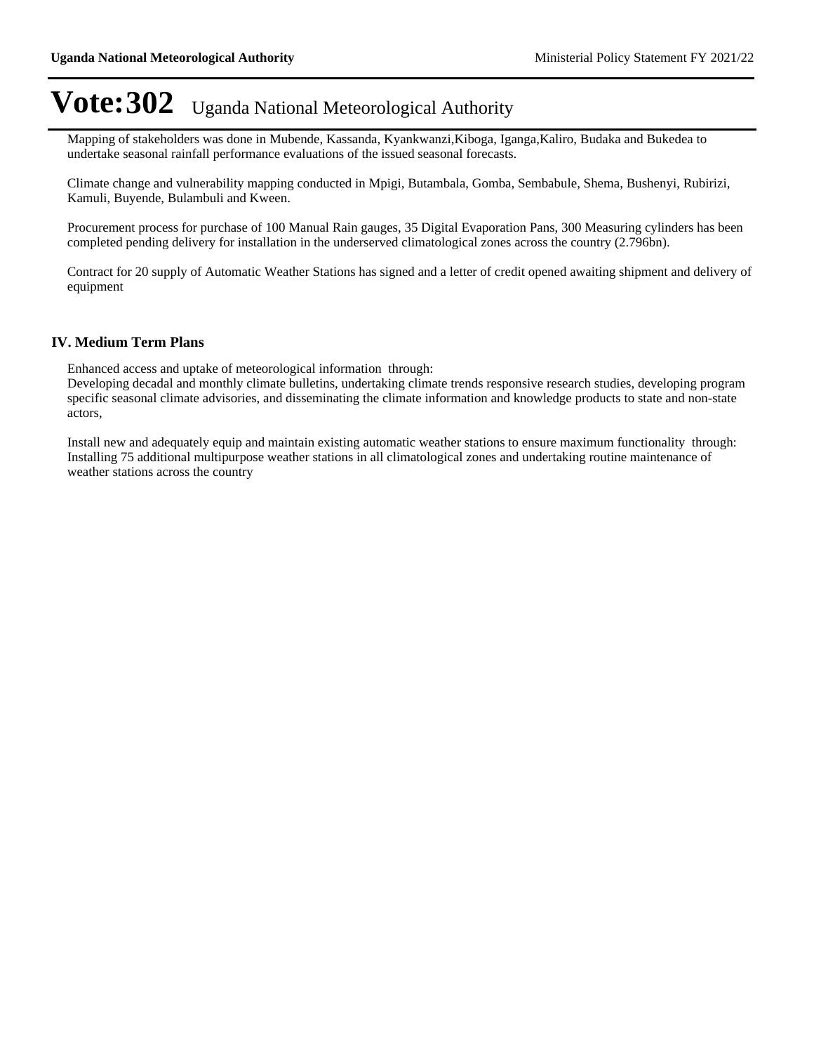# Vote:302 Uganda National Meteorological Authority

Mapping of stakeholders was done in Mubende, Kassanda, Kyankwanzi,Kiboga, Iganga,Kaliro, Budaka and Bukedea to undertake seasonal rainfall performance evaluations of the issued seasonal forecasts.

Climate change and vulnerability mapping conducted in Mpigi, Butambala, Gomba, Sembabule, Shema, Bushenyi, Rubirizi, Kamuli, Buyende, Bulambuli and Kween.

Procurement process for purchase of 100 Manual Rain gauges, 35 Digital Evaporation Pans, 300 Measuring cylinders has been completed pending delivery for installation in the underserved climatological zones across the country (2.796bn).

Contract for 20 supply of Automatic Weather Stations has signed and a letter of credit opened awaiting shipment and delivery of equipment

## IV. Medium Term Plans

Enhanced access and uptake of meteorological information through:
Developing decadal and monthly climate bulletins, undertaking climate trends responsive research studies, developing program specific seasonal climate advisories, and disseminating the climate information and knowledge products to state and non-state actors,

Install new and adequately equip and maintain existing automatic weather stations to ensure maximum functionality through:
Installing 75 additional multipurpose weather stations in all climatological zones and undertaking routine maintenance of weather stations across the country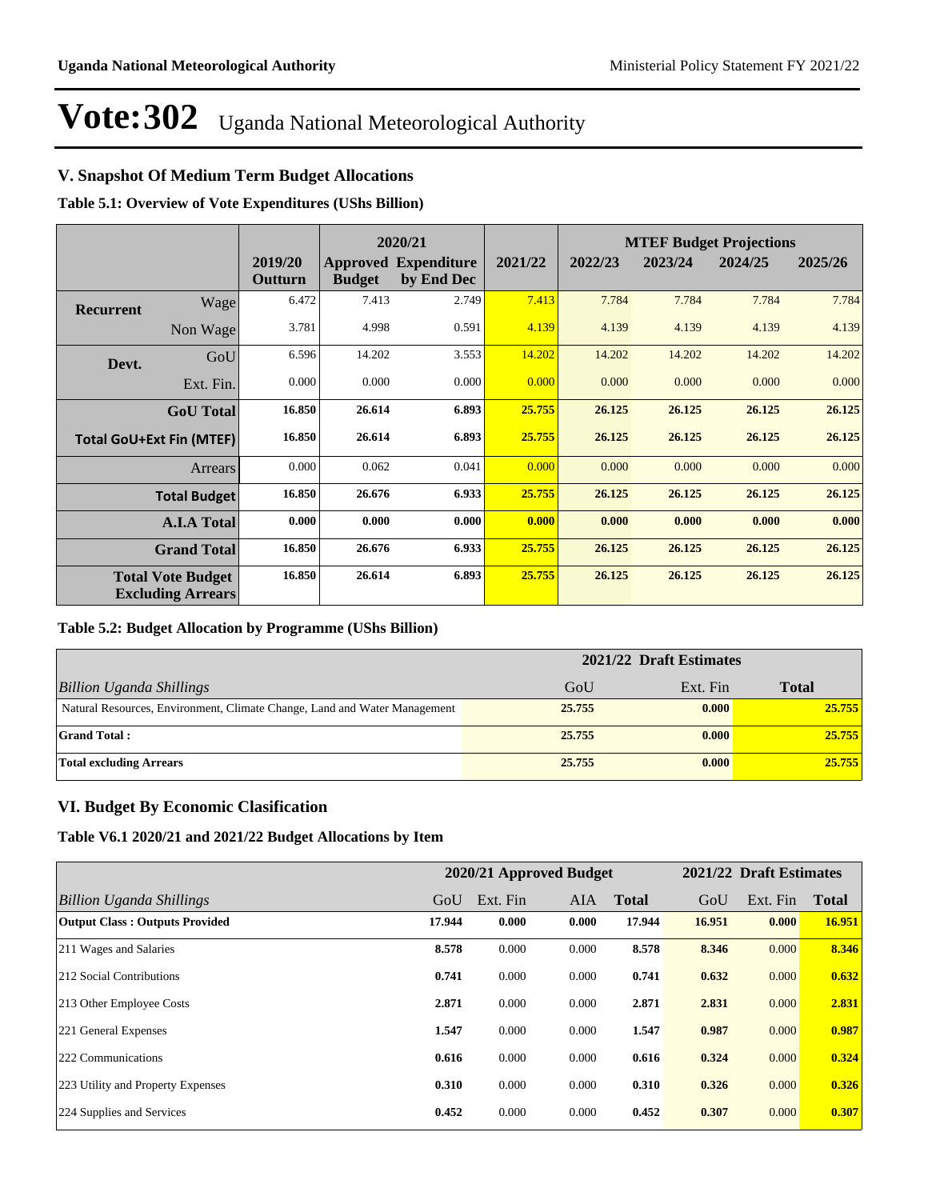# Vote:302 Uganda National Meteorological Authority

## V. Snapshot Of Medium Term Budget Allocations

**Table 5.1: Overview of Vote Expenditures (UShs Billion)**

| | | 2019/20 Outturn | 2020/21 Approved Budget | 2020/21 Expenditure by End Dec | 2021/22 | MTEF Budget Projections 2022/23 | 2023/24 | 2024/25 | 2025/26 |
|---|---|---|---|---|---|---|---|---|---|
| **Recurrent** | Wage | 6.472 | 7.413 | 2.749 | 7.413 | 7.784 | 7.784 | 7.784 | 7.784 |
| | Non Wage | 3.781 | 4.998 | 0.591 | 4.139 | 4.139 | 4.139 | 4.139 | 4.139 |
| **Devt.** | GoU | 6.596 | 14.202 | 3.553 | 14.202 | 14.202 | 14.202 | 14.202 | 14.202 |
| | Ext. Fin. | 0.000 | 0.000 | 0.000 | 0.000 | 0.000 | 0.000 | 0.000 | 0.000 |
| | **GoU Total** | **16.850** | **26.614** | **6.893** | **25.755** | **26.125** | **26.125** | **26.125** | **26.125** |
| | **Total GoU+Ext Fin (MTEF)** | **16.850** | **26.614** | **6.893** | **25.755** | **26.125** | **26.125** | **26.125** | **26.125** |
| | Arrears | 0.000 | 0.062 | 0.041 | 0.000 | 0.000 | 0.000 | 0.000 | 0.000 |
| | **Total Budget** | **16.850** | **26.676** | **6.933** | **25.755** | **26.125** | **26.125** | **26.125** | **26.125** |
| | **A.I.A Total** | **0.000** | **0.000** | **0.000** | **0.000** | **0.000** | **0.000** | **0.000** | **0.000** |
| | **Grand Total** | **16.850** | **26.676** | **6.933** | **25.755** | **26.125** | **26.125** | **26.125** | **26.125** |
| | **Total Vote Budget Excluding Arrears** | **16.850** | **26.614** | **6.893** | **25.755** | **26.125** | **26.125** | **26.125** | **26.125** |

**Table 5.2: Budget Allocation by Programme (UShs Billion)**

| | 2021/22 Draft Estimates | | |
|---|---|---|---|
| *Billion Uganda Shillings* | GoU | Ext. Fin | **Total** |
| Natural Resources, Environment, Climate Change, Land and Water Management | **25.755** | **0.000** | **25.755** |
| **Grand Total :** | **25.755** | **0.000** | **25.755** |
| **Total excluding Arrears** | **25.755** | **0.000** | **25.755** |

## VI. Budget By Economic Clasification

**Table V6.1 2020/21 and 2021/22 Budget Allocations by Item**

| | 2020/21 Approved Budget | | | | 2021/22 Draft Estimates | | |
|---|---|---|---|---|---|---|---|
| *Billion Uganda Shillings* | GoU | Ext. Fin | AIA | **Total** | GoU | Ext. Fin | **Total** |
| **Output Class : Outputs Provided** | **17.944** | **0.000** | **0.000** | **17.944** | **16.951** | **0.000** | **16.951** |
| 211 Wages and Salaries | **8.578** | 0.000 | 0.000 | **8.578** | **8.346** | 0.000 | **8.346** |
| 212 Social Contributions | **0.741** | 0.000 | 0.000 | **0.741** | **0.632** | 0.000 | **0.632** |
| 213 Other Employee Costs | **2.871** | 0.000 | 0.000 | **2.871** | **2.831** | 0.000 | **2.831** |
| 221 General Expenses | **1.547** | 0.000 | 0.000 | **1.547** | **0.987** | 0.000 | **0.987** |
| 222 Communications | **0.616** | 0.000 | 0.000 | **0.616** | **0.324** | 0.000 | **0.324** |
| 223 Utility and Property Expenses | **0.310** | 0.000 | 0.000 | **0.310** | **0.326** | 0.000 | **0.326** |
| 224 Supplies and Services | **0.452** | 0.000 | 0.000 | **0.452** | **0.307** | 0.000 | **0.307** |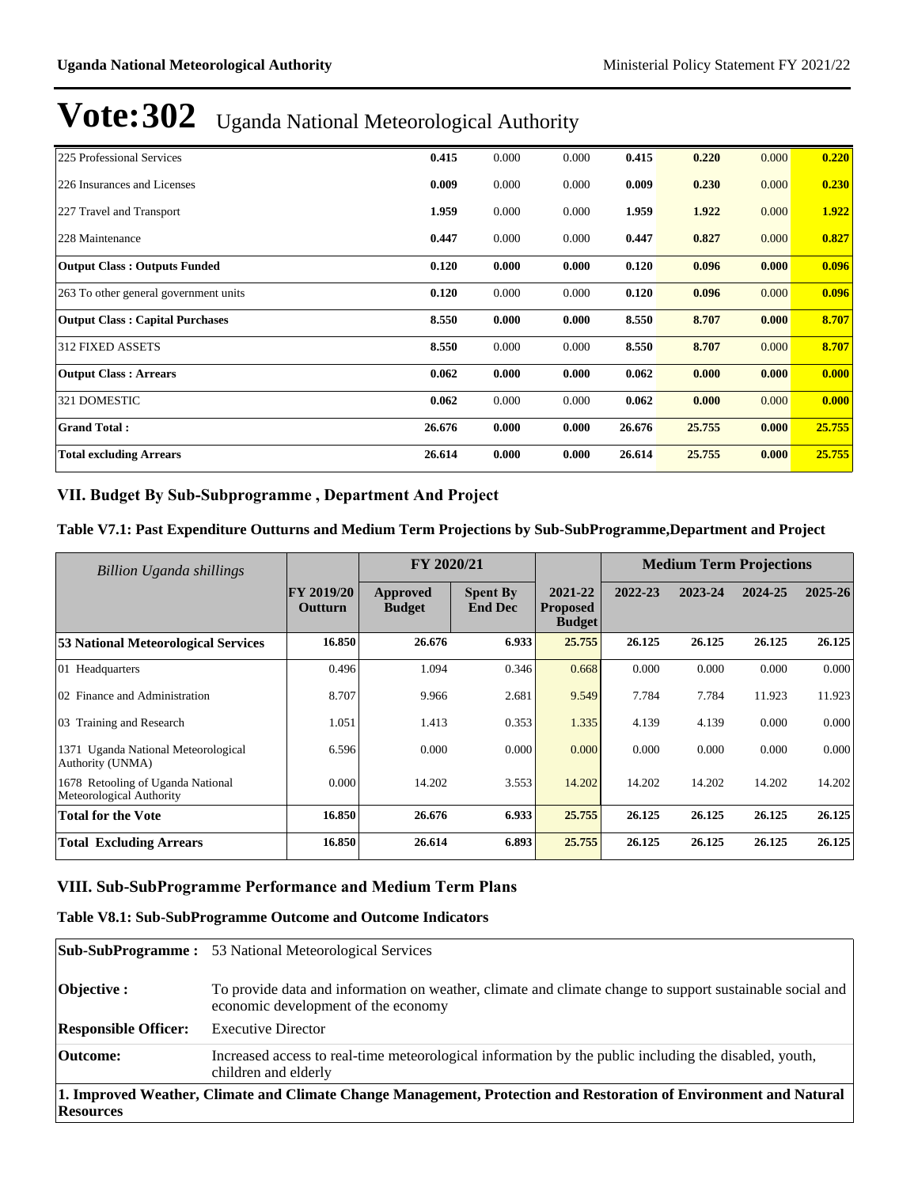# Vote:302 Uganda National Meteorological Authority

| | | | | | | | |
|---|---|---|---|---|---|---|---|
| 225 Professional Services | **0.415** | 0.000 | 0.000 | **0.415** | **0.220** | 0.000 | **0.220** |
| 226 Insurances and Licenses | **0.009** | 0.000 | 0.000 | **0.009** | **0.230** | 0.000 | **0.230** |
| 227 Travel and Transport | **1.959** | 0.000 | 0.000 | **1.959** | **1.922** | 0.000 | **1.922** |
| 228 Maintenance | **0.447** | 0.000 | 0.000 | **0.447** | **0.827** | 0.000 | **0.827** |
| **Output Class : Outputs Funded** | **0.120** | **0.000** | **0.000** | **0.120** | **0.096** | **0.000** | **0.096** |
| 263 To other general government units | **0.120** | 0.000 | 0.000 | **0.120** | **0.096** | 0.000 | **0.096** |
| **Output Class : Capital Purchases** | **8.550** | **0.000** | **0.000** | **8.550** | **8.707** | **0.000** | **8.707** |
| 312 FIXED ASSETS | **8.550** | 0.000 | 0.000 | **8.550** | **8.707** | 0.000 | **8.707** |
| **Output Class : Arrears** | **0.062** | **0.000** | **0.000** | **0.062** | **0.000** | **0.000** | **0.000** |
| 321 DOMESTIC | **0.062** | 0.000 | 0.000 | **0.062** | **0.000** | 0.000 | **0.000** |
| **Grand Total :** | **26.676** | **0.000** | **0.000** | **26.676** | **25.755** | **0.000** | **25.755** |
| **Total excluding Arrears** | **26.614** | **0.000** | **0.000** | **26.614** | **25.755** | **0.000** | **25.755** |

## VII. Budget By Sub-Subprogramme , Department And Project

### Table V7.1: Past Expenditure Outturns and Medium Term Projections by Sub-SubProgramme,Department and Project

| *Billion Uganda shillings* | | FY 2020/21 | | | Medium Term Projections | | | |
|---|---|---|---|---|---|---|---|---|
| | **FY 2019/20 Outturn** | **Approved Budget** | **Spent By End Dec** | **2021-22 Proposed Budget** | **2022-23** | **2023-24** | **2024-25** | **2025-26** |
| **53 National Meteorological Services** | **16.850** | **26.676** | **6.933** | **25.755** | **26.125** | **26.125** | **26.125** | **26.125** |
| 01 Headquarters | 0.496 | 1.094 | 0.346 | 0.668 | 0.000 | 0.000 | 0.000 | 0.000 |
| 02 Finance and Administration | 8.707 | 9.966 | 2.681 | 9.549 | 7.784 | 7.784 | 11.923 | 11.923 |
| 03 Training and Research | 1.051 | 1.413 | 0.353 | 1.335 | 4.139 | 4.139 | 0.000 | 0.000 |
| 1371 Uganda National Meteorological Authority (UNMA) | 6.596 | 0.000 | 0.000 | 0.000 | 0.000 | 0.000 | 0.000 | 0.000 |
| 1678 Retooling of Uganda National Meteorological Authority | 0.000 | 14.202 | 3.553 | 14.202 | 14.202 | 14.202 | 14.202 | 14.202 |
| **Total for the Vote** | **16.850** | **26.676** | **6.933** | **25.755** | **26.125** | **26.125** | **26.125** | **26.125** |
| **Total Excluding Arrears** | **16.850** | **26.614** | **6.893** | **25.755** | **26.125** | **26.125** | **26.125** | **26.125** |

## VIII. Sub-SubProgramme Performance and Medium Term Plans

### Table V8.1: Sub-SubProgramme Outcome and Outcome Indicators

| | |
|---|---|
| **Sub-SubProgramme :** | 53 National Meteorological Services |
| **Objective :** | To provide data and information on weather, climate and climate change to support sustainable social and economic development of the economy |
| **Responsible Officer:** | Executive Director |
| **Outcome:** | Increased access to real-time meteorological information by the public including the disabled, youth, children and elderly |
| **1. Improved Weather, Climate and Climate Change Management, Protection and Restoration of Environment and Natural Resources** | |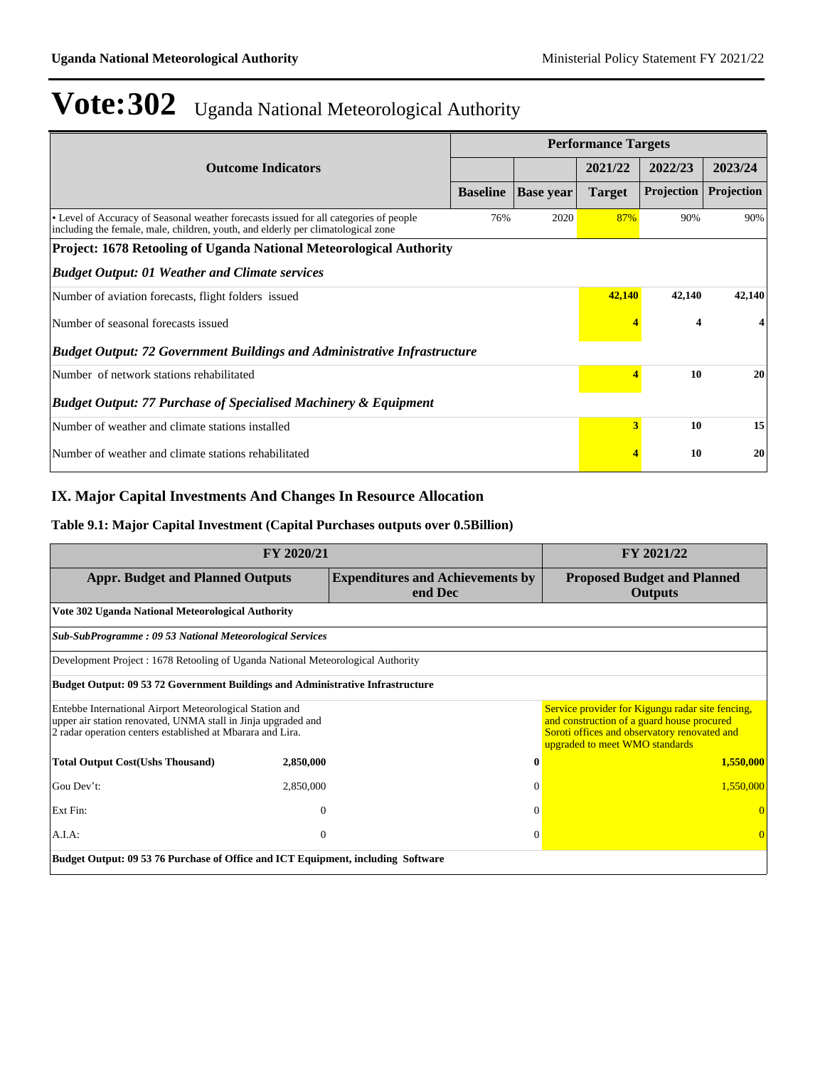# Vote:302 Uganda National Meteorological Authority

| Outcome Indicators | Performance Targets | | | | |
|---|---|---|---|---|---|
| | | | 2021/22 | 2022/23 | 2023/24 |
| | Baseline | Base year | Target | Projection | Projection |
| • Level of Accuracy of Seasonal weather forecasts issued for all categories of people including the female, male, children, youth, and elderly per climatological zone | 76% | 2020 | 87% | 90% | 90% |
| **Project: 1678 Retooling of Uganda National Meteorological Authority** | | | | | |
| ***Budget Output: 01 Weather and Climate services*** | | | | | |
| Number of aviation forecasts, flight folders issued | | | **42,140** | **42,140** | **42,140** |
| Number of seasonal forecasts issued | | | **4** | **4** | **4** |
| ***Budget Output: 72 Government Buildings and Administrative Infrastructure*** | | | | | |
| Number of network stations rehabilitated | | | **4** | **10** | **20** |
| ***Budget Output: 77 Purchase of Specialised Machinery & Equipment*** | | | | | |
| Number of weather and climate stations installed | | | **3** | **10** | **15** |
| Number of weather and climate stations rehabilitated | | | **4** | **10** | **20** |

## IX. Major Capital Investments And Changes In Resource Allocation

### Table 9.1: Major Capital Investment (Capital Purchases outputs over 0.5Billion)

| FY 2020/21 | | | FY 2021/22 |
|---|---|---|---|
| **Appr. Budget and Planned Outputs** | | **Expenditures and Achievements by end Dec** | **Proposed Budget and Planned Outputs** |
| **Vote 302 Uganda National Meteorological Authority** | | | |
| ***Sub-SubProgramme : 09 53 National Meteorological Services*** | | | |
| Development Project : 1678 Retooling of Uganda National Meteorological Authority | | | |
| **Budget Output: 09 53 72 Government Buildings and Administrative Infrastructure** | | | |
| Entebbe International Airport Meteorological Station and upper air station renovated, UNMA stall in Jinja upgraded and 2 radar operation centers established at Mbarara and Lira. | | | Service provider for Kigungu radar site fencing, and construction of a guard house procured Soroti offices and observatory renovated and upgraded to meet WMO standards |
| **Total Output Cost(Ushs Thousand)** | **2,850,000** | **0** | **1,550,000** |
| Gou Dev't: | 2,850,000 | 0 | 1,550,000 |
| Ext Fin: | 0 | 0 | 0 |
| A.I.A: | 0 | 0 | 0 |
| **Budget Output: 09 53 76 Purchase of Office and ICT Equipment, including Software** | | | |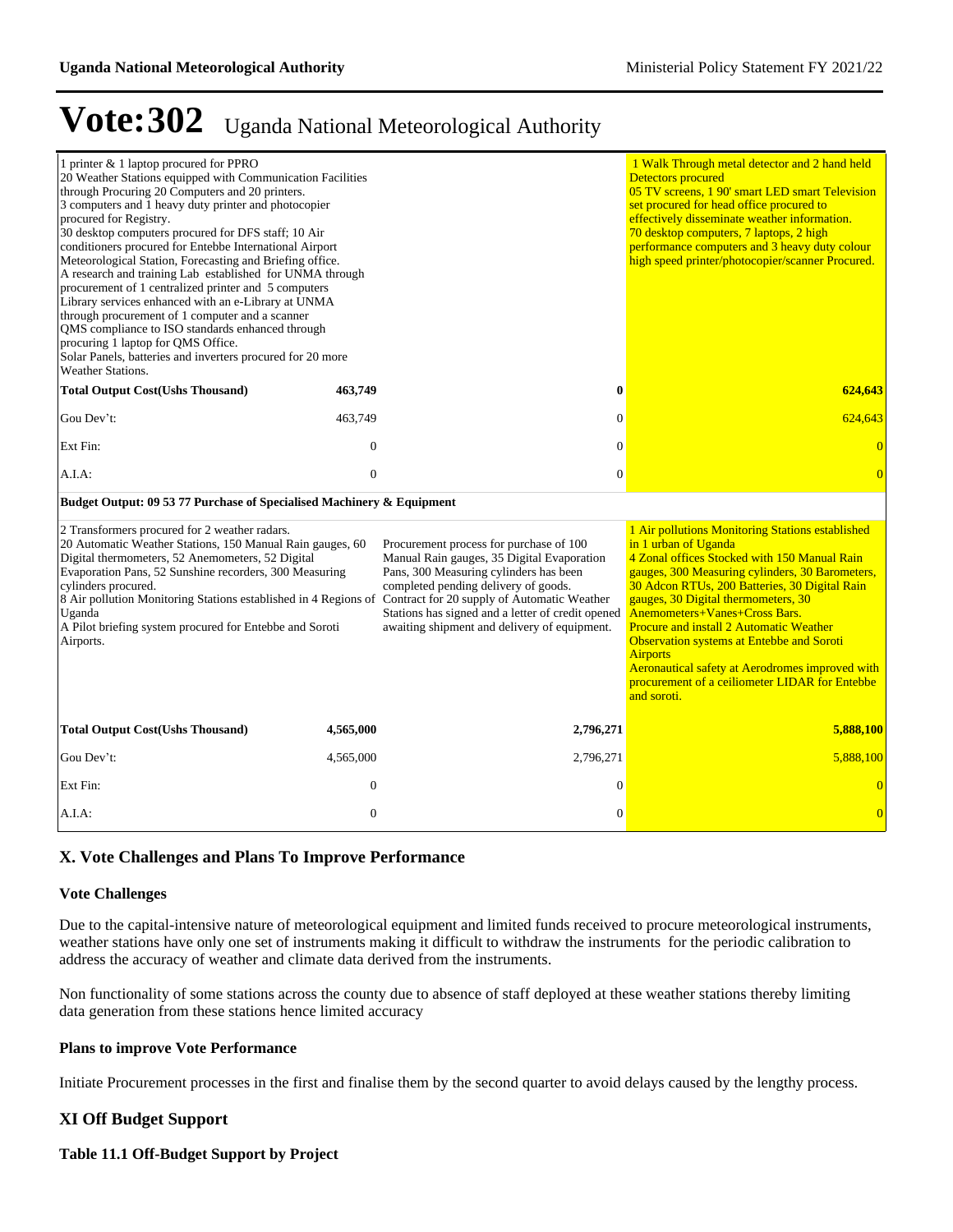# Vote:302 Uganda National Meteorological Authority

| | | | |
|---|---|---|---|
| 1 printer & 1 laptop procured for PPRO<br>20 Weather Stations equipped with Communication Facilities through Procuring 20 Computers and 20 printers.<br>3 computers and 1 heavy duty printer and photocopier procured for Registry.<br>30 desktop computers procured for DFS staff; 10 Air conditioners procured for Entebbe International Airport Meteorological Station, Forecasting and Briefing office.<br>A research and training Lab established for UNMA through procurement of 1 centralized printer and 5 computers<br>Library services enhanced with an e-Library at UNMA through procurement of 1 computer and a scanner<br>QMS compliance to ISO standards enhanced through procuring 1 laptop for QMS Office.<br>Solar Panels, batteries and inverters procured for 20 more Weather Stations. | | | 1 Walk Through metal detector and 2 hand held Detectors procured<br>05 TV screens, 1 90' smart LED smart Television set procured for head office procured to effectively disseminate weather information.<br>70 desktop computers, 7 laptops, 2 high performance computers and 3 heavy duty colour high speed printer/photocopier/scanner Procured. |
| **Total Output Cost(Ushs Thousand)** | **463,749** | **0** | **624,643** |
| Gou Dev't: | 463,749 | 0 | 624,643 |
| Ext Fin: | 0 | 0 | 0 |
| A.I.A: | 0 | 0 | 0 |
| **Budget Output: 09 53 77 Purchase of Specialised Machinery & Equipment** | | | |
| 2 Transformers procured for 2 weather radars.<br>20 Automatic Weather Stations, 150 Manual Rain gauges, 60 Digital thermometers, 52 Anemometers, 52 Digital Evaporation Pans, 52 Sunshine recorders, 300 Measuring cylinders procured.<br>8 Air pollution Monitoring Stations established in 4 Regions of Uganda<br>A Pilot briefing system procured for Entebbe and Soroti Airports. | | Procurement process for purchase of 100 Manual Rain gauges, 35 Digital Evaporation Pans, 300 Measuring cylinders has been completed pending delivery of goods.<br>Contract for 20 supply of Automatic Weather Stations has signed and a letter of credit opened awaiting shipment and delivery of equipment. | 1 Air pollutions Monitoring Stations established in 1 urban of Uganda<br>4 Zonal offices Stocked with 150 Manual Rain gauges, 300 Measuring cylinders, 30 Barometers, 30 Adcon RTUs, 200 Batteries, 30 Digital Rain gauges, 30 Digital thermometers, 30 Anemometers+Vanes+Cross Bars.<br>Procure and install 2 Automatic Weather Observation systems at Entebbe and Soroti Airports<br>Aeronautical safety at Aerodromes improved with procurement of a ceiliometer LIDAR for Entebbe and soroti. |
| **Total Output Cost(Ushs Thousand)** | **4,565,000** | **2,796,271** | **5,888,100** |
| Gou Dev't: | 4,565,000 | 2,796,271 | 5,888,100 |
| Ext Fin: | 0 | 0 | 0 |
| A.I.A: | 0 | 0 | 0 |

## X. Vote Challenges and Plans To Improve Performance

### Vote Challenges

Due to the capital-intensive nature of meteorological equipment and limited funds received to procure meteorological instruments, weather stations have only one set of instruments making it difficult to withdraw the instruments for the periodic calibration to address the accuracy of weather and climate data derived from the instruments.

Non functionality of some stations across the county due to absence of staff deployed at these weather stations thereby limiting data generation from these stations hence limited accuracy

### Plans to improve Vote Performance

Initiate Procurement processes in the first and finalise them by the second quarter to avoid delays caused by the lengthy process.

## XI Off Budget Support

### Table 11.1 Off-Budget Support by Project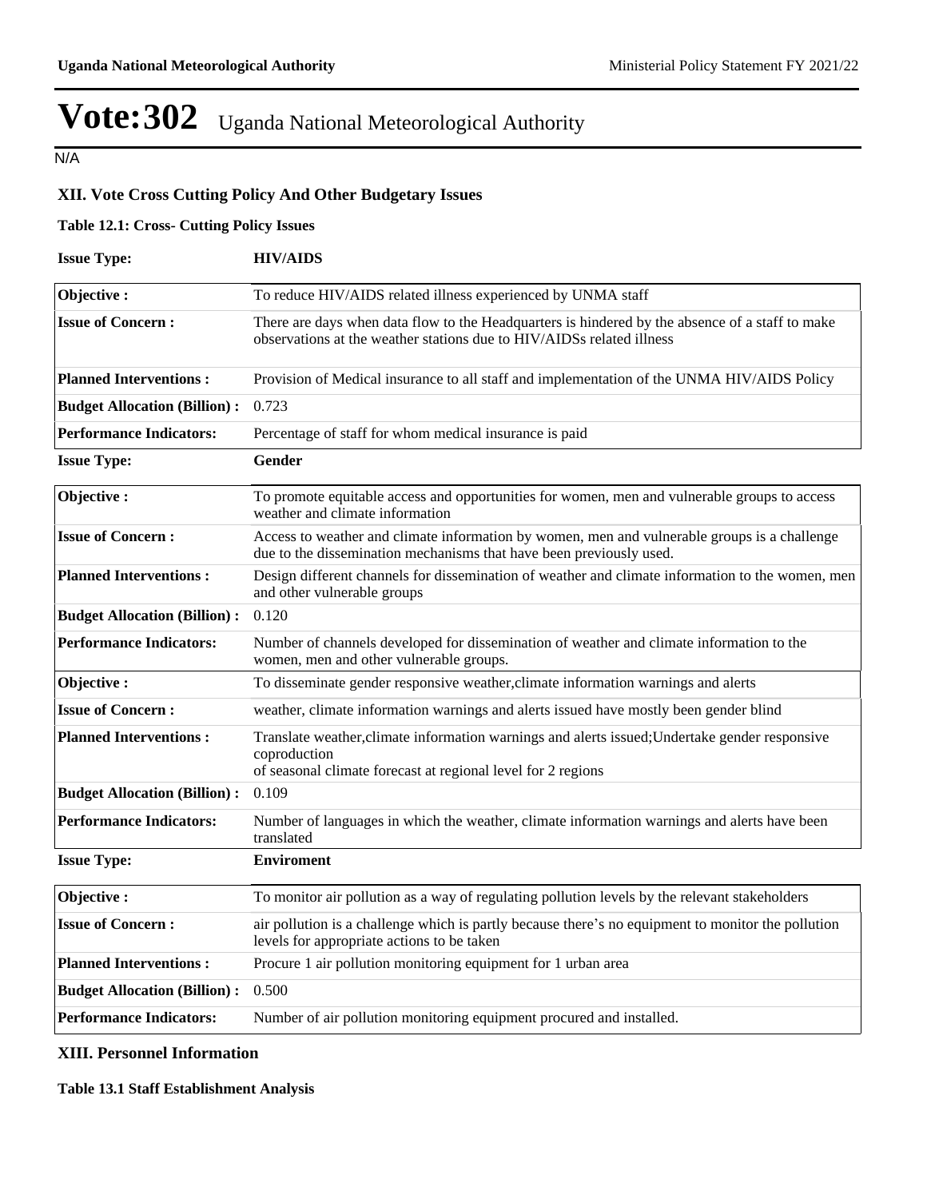# Vote:302 Uganda National Meteorological Authority

N/A

## XII. Vote Cross Cutting Policy And Other Budgetary Issues

**Table 12.1: Cross- Cutting Policy Issues**

**Issue Type:** **HIV/AIDS**

| | |
|---|---|
| **Objective :** | To reduce HIV/AIDS related illness experienced by UNMA staff |
| **Issue of Concern :** | There are days when data flow to the Headquarters is hindered by the absence of a staff to make observations at the weather stations due to HIV/AIDSs related illness |
| **Planned Interventions :** | Provision of Medical insurance to all staff and implementation of the UNMA HIV/AIDS Policy |
| **Budget Allocation (Billion) :** | 0.723 |
| **Performance Indicators:** | Percentage of staff for whom medical insurance is paid |

**Issue Type:** **Gender**

| | |
|---|---|
| **Objective :** | To promote equitable access and opportunities for women, men and vulnerable groups to access weather and climate information |
| **Issue of Concern :** | Access to weather and climate information by women, men and vulnerable groups is a challenge due to the dissemination mechanisms that have been previously used. |
| **Planned Interventions :** | Design different channels for dissemination of weather and climate information to the women, men and other vulnerable groups |
| **Budget Allocation (Billion) :** | 0.120 |
| **Performance Indicators:** | Number of channels developed for dissemination of weather and climate information to the women, men and other vulnerable groups. |
| **Objective :** | To disseminate gender responsive weather,climate information warnings and alerts |
| **Issue of Concern :** | weather, climate information warnings and alerts issued have mostly been gender blind |
| **Planned Interventions :** | Translate weather,climate information warnings and alerts issued;Undertake gender responsive coproduction of seasonal climate forecast at regional level for 2 regions |
| **Budget Allocation (Billion) :** | 0.109 |
| **Performance Indicators:** | Number of languages in which the weather, climate information warnings and alerts have been translated |

**Issue Type:** **Enviroment**

| | |
|---|---|
| **Objective :** | To monitor air pollution as a way of regulating pollution levels by the relevant stakeholders |
| **Issue of Concern :** | air pollution is a challenge which is partly because there's no equipment to monitor the pollution levels for appropriate actions to be taken |
| **Planned Interventions :** | Procure 1 air pollution monitoring equipment for 1 urban area |
| **Budget Allocation (Billion) :** | 0.500 |
| **Performance Indicators:** | Number of air pollution monitoring equipment procured and installed. |

## XIII. Personnel Information

**Table 13.1 Staff Establishment Analysis**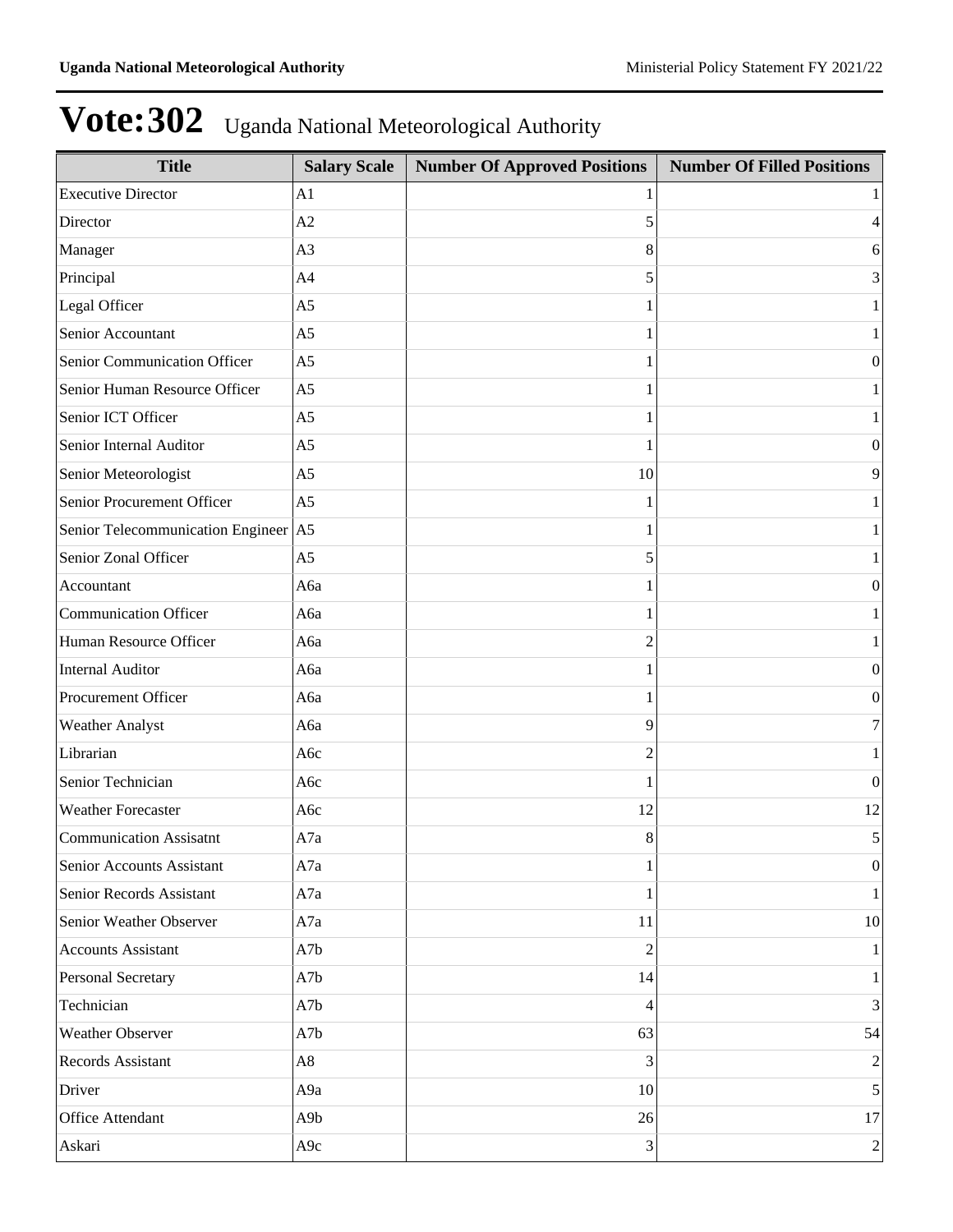# Vote:302 Uganda National Meteorological Authority

| Title | Salary Scale | Number Of Approved Positions | Number Of Filled Positions |
|---|---|---|---|
| Executive Director | A1 | 1 | 1 |
| Director | A2 | 5 | 4 |
| Manager | A3 | 8 | 6 |
| Principal | A4 | 5 | 3 |
| Legal Officer | A5 | 1 | 1 |
| Senior Accountant | A5 | 1 | 1 |
| Senior Communication Officer | A5 | 1 | 0 |
| Senior Human Resource Officer | A5 | 1 | 1 |
| Senior ICT Officer | A5 | 1 | 1 |
| Senior Internal Auditor | A5 | 1 | 0 |
| Senior Meteorologist | A5 | 10 | 9 |
| Senior Procurement Officer | A5 | 1 | 1 |
| Senior Telecommunication Engineer | A5 | 1 | 1 |
| Senior Zonal Officer | A5 | 5 | 1 |
| Accountant | A6a | 1 | 0 |
| Communication Officer | A6a | 1 | 1 |
| Human Resource Officer | A6a | 2 | 1 |
| Internal Auditor | A6a | 1 | 0 |
| Procurement Officer | A6a | 1 | 0 |
| Weather Analyst | A6a | 9 | 7 |
| Librarian | A6c | 2 | 1 |
| Senior Technician | A6c | 1 | 0 |
| Weather Forecaster | A6c | 12 | 12 |
| Communication Assisatnt | A7a | 8 | 5 |
| Senior Accounts Assistant | A7a | 1 | 0 |
| Senior Records Assistant | A7a | 1 | 1 |
| Senior Weather Observer | A7a | 11 | 10 |
| Accounts Assistant | A7b | 2 | 1 |
| Personal Secretary | A7b | 14 | 1 |
| Technician | A7b | 4 | 3 |
| Weather Observer | A7b | 63 | 54 |
| Records Assistant | A8 | 3 | 2 |
| Driver | A9a | 10 | 5 |
| Office Attendant | A9b | 26 | 17 |
| Askari | A9c | 3 | 2 |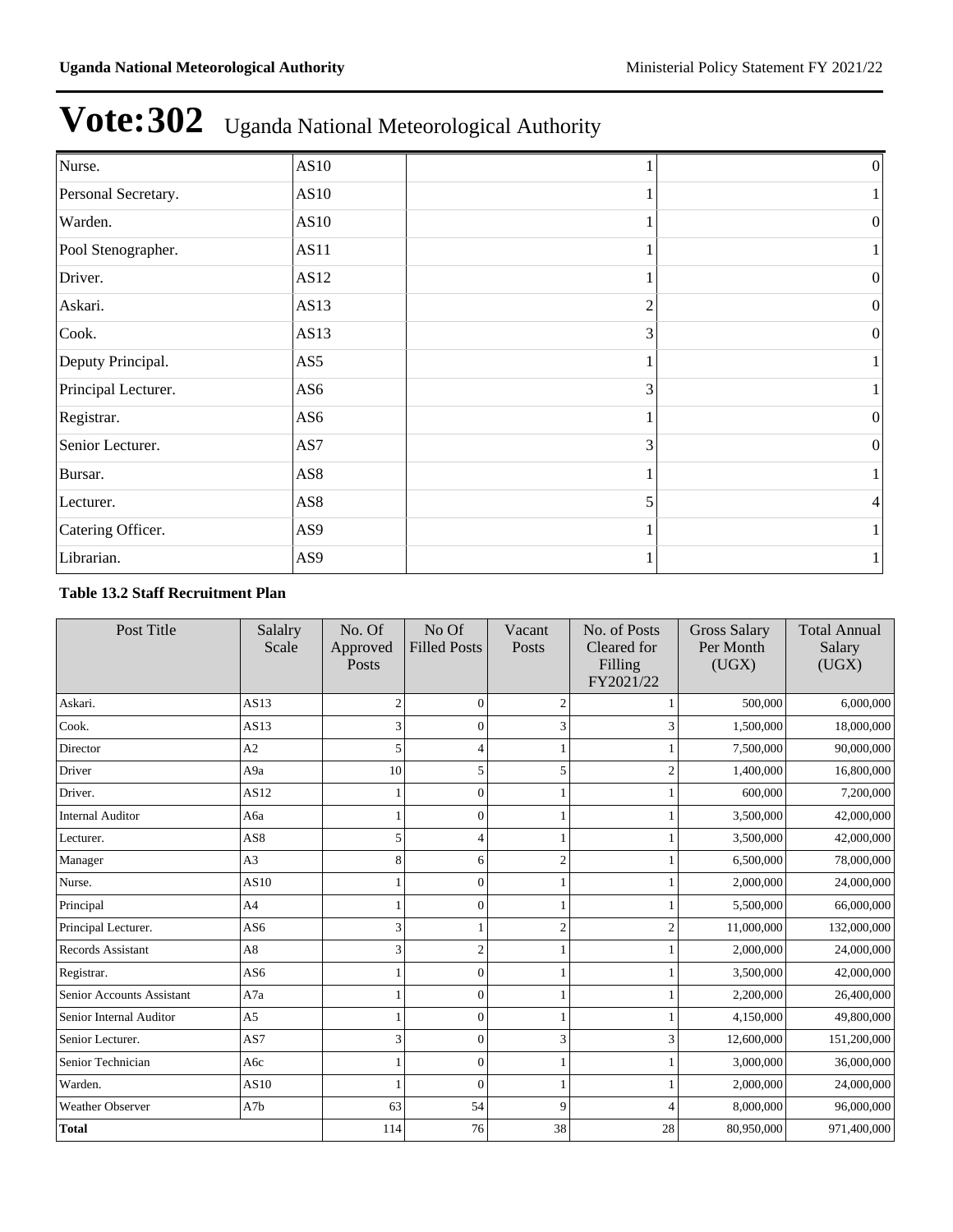# Vote:302 Uganda National Meteorological Authority

| | | | |
|---|---|---|---|
| Nurse. | AS10 | 1 | 0 |
| Personal Secretary. | AS10 | 1 | 1 |
| Warden. | AS10 | 1 | 0 |
| Pool Stenographer. | AS11 | 1 | 1 |
| Driver. | AS12 | 1 | 0 |
| Askari. | AS13 | 2 | 0 |
| Cook. | AS13 | 3 | 0 |
| Deputy Principal. | AS5 | 1 | 1 |
| Principal Lecturer. | AS6 | 3 | 1 |
| Registrar. | AS6 | 1 | 0 |
| Senior Lecturer. | AS7 | 3 | 0 |
| Bursar. | AS8 | 1 | 1 |
| Lecturer. | AS8 | 5 | 4 |
| Catering Officer. | AS9 | 1 | 1 |
| Librarian. | AS9 | 1 | 1 |

**Table 13.2 Staff Recruitment Plan**

| Post Title | Salalry Scale | No. Of Approved Posts | No Of Filled Posts | Vacant Posts | No. of Posts Cleared for Filling FY2021/22 | Gross Salary Per Month (UGX) | Total Annual Salary (UGX) |
|---|---|---|---|---|---|---|---|
| Askari. | AS13 | 2 | 0 | 2 | 1 | 500,000 | 6,000,000 |
| Cook. | AS13 | 3 | 0 | 3 | 3 | 1,500,000 | 18,000,000 |
| Director | A2 | 5 | 4 | 1 | 1 | 7,500,000 | 90,000,000 |
| Driver | A9a | 10 | 5 | 5 | 2 | 1,400,000 | 16,800,000 |
| Driver. | AS12 | 1 | 0 | 1 | 1 | 600,000 | 7,200,000 |
| Internal Auditor | A6a | 1 | 0 | 1 | 1 | 3,500,000 | 42,000,000 |
| Lecturer. | AS8 | 5 | 4 | 1 | 1 | 3,500,000 | 42,000,000 |
| Manager | A3 | 8 | 6 | 2 | 1 | 6,500,000 | 78,000,000 |
| Nurse. | AS10 | 1 | 0 | 1 | 1 | 2,000,000 | 24,000,000 |
| Principal | A4 | 1 | 0 | 1 | 1 | 5,500,000 | 66,000,000 |
| Principal Lecturer. | AS6 | 3 | 1 | 2 | 2 | 11,000,000 | 132,000,000 |
| Records Assistant | A8 | 3 | 2 | 1 | 1 | 2,000,000 | 24,000,000 |
| Registrar. | AS6 | 1 | 0 | 1 | 1 | 3,500,000 | 42,000,000 |
| Senior Accounts Assistant | A7a | 1 | 0 | 1 | 1 | 2,200,000 | 26,400,000 |
| Senior Internal Auditor | A5 | 1 | 0 | 1 | 1 | 4,150,000 | 49,800,000 |
| Senior Lecturer. | AS7 | 3 | 0 | 3 | 3 | 12,600,000 | 151,200,000 |
| Senior Technician | A6c | 1 | 0 | 1 | 1 | 3,000,000 | 36,000,000 |
| Warden. | AS10 | 1 | 0 | 1 | 1 | 2,000,000 | 24,000,000 |
| Weather Observer | A7b | 63 | 54 | 9 | 4 | 8,000,000 | 96,000,000 |
| **Total** | | 114 | 76 | 38 | 28 | 80,950,000 | 971,400,000 |